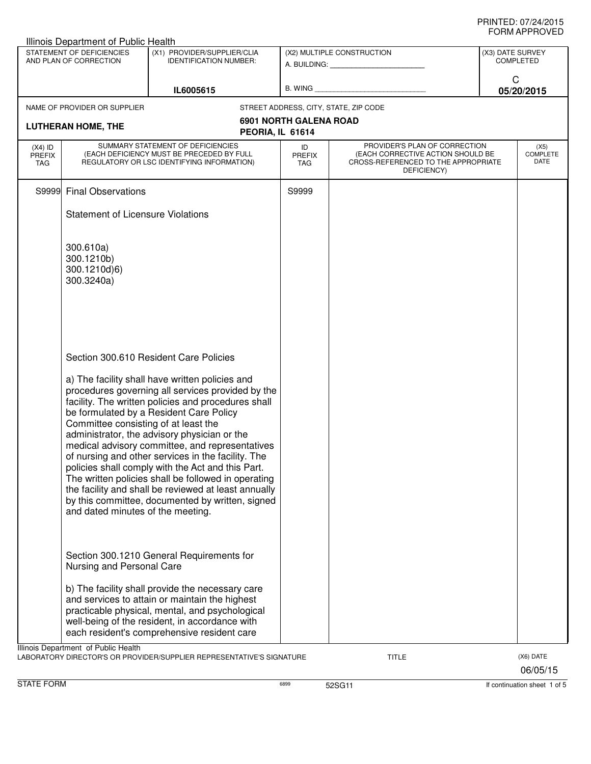PRINTED: 07/24/2015
FORM APPROVED

Illinois Department of Public Health

| STATEMENT OF DEFICIENCIES AND PLAN OF CORRECTION | (X1) PROVIDER/SUPPLIER/CLIA IDENTIFICATION NUMBER: | (X2) MULTIPLE CONSTRUCTION | (X3) DATE SURVEY COMPLETED |
|---|---|---|---|
| | IL6005615 | A. BUILDING: ______ B. WING ______ | C 05/20/2015 |

NAME OF PROVIDER OR SUPPLIER: **LUTHERAN HOME, THE**

STREET ADDRESS, CITY, STATE, ZIP CODE: **6901 NORTH GALENA ROAD, PEORIA, IL 61614**

| (X4) ID PREFIX TAG | SUMMARY STATEMENT OF DEFICIENCIES (EACH DEFICIENCY MUST BE PRECEDED BY FULL REGULATORY OR LSC IDENTIFYING INFORMATION) | ID PREFIX TAG | PROVIDER'S PLAN OF CORRECTION (EACH CORRECTIVE ACTION SHOULD BE CROSS-REFERENCED TO THE APPROPRIATE DEFICIENCY) | (X5) COMPLETE DATE |
|---|---|---|---|---|
| S9999 | Final Observations | S9999 | | |

Statement of Licensure Violations

300.610a)
300.1210b)
300.1210d)6)
300.3240a)

Section 300.610 Resident Care Policies

a) The facility shall have written policies and procedures governing all services provided by the facility. The written policies and procedures shall be formulated by a Resident Care Policy Committee consisting of at least the administrator, the advisory physician or the medical advisory committee, and representatives of nursing and other services in the facility. The policies shall comply with the Act and this Part. The written policies shall be followed in operating the facility and shall be reviewed at least annually by this committee, documented by written, signed and dated minutes of the meeting.

Section 300.1210 General Requirements for Nursing and Personal Care

b) The facility shall provide the necessary care and services to attain or maintain the highest practicable physical, mental, and psychological well-being of the resident, in accordance with each resident's comprehensive resident care

Illinois Department of Public Health

LABORATORY DIRECTOR'S OR PROVIDER/SUPPLIER REPRESENTATIVE'S SIGNATURE | TITLE | (X6) DATE 06/05/15

STATE FORM 6899 52SG11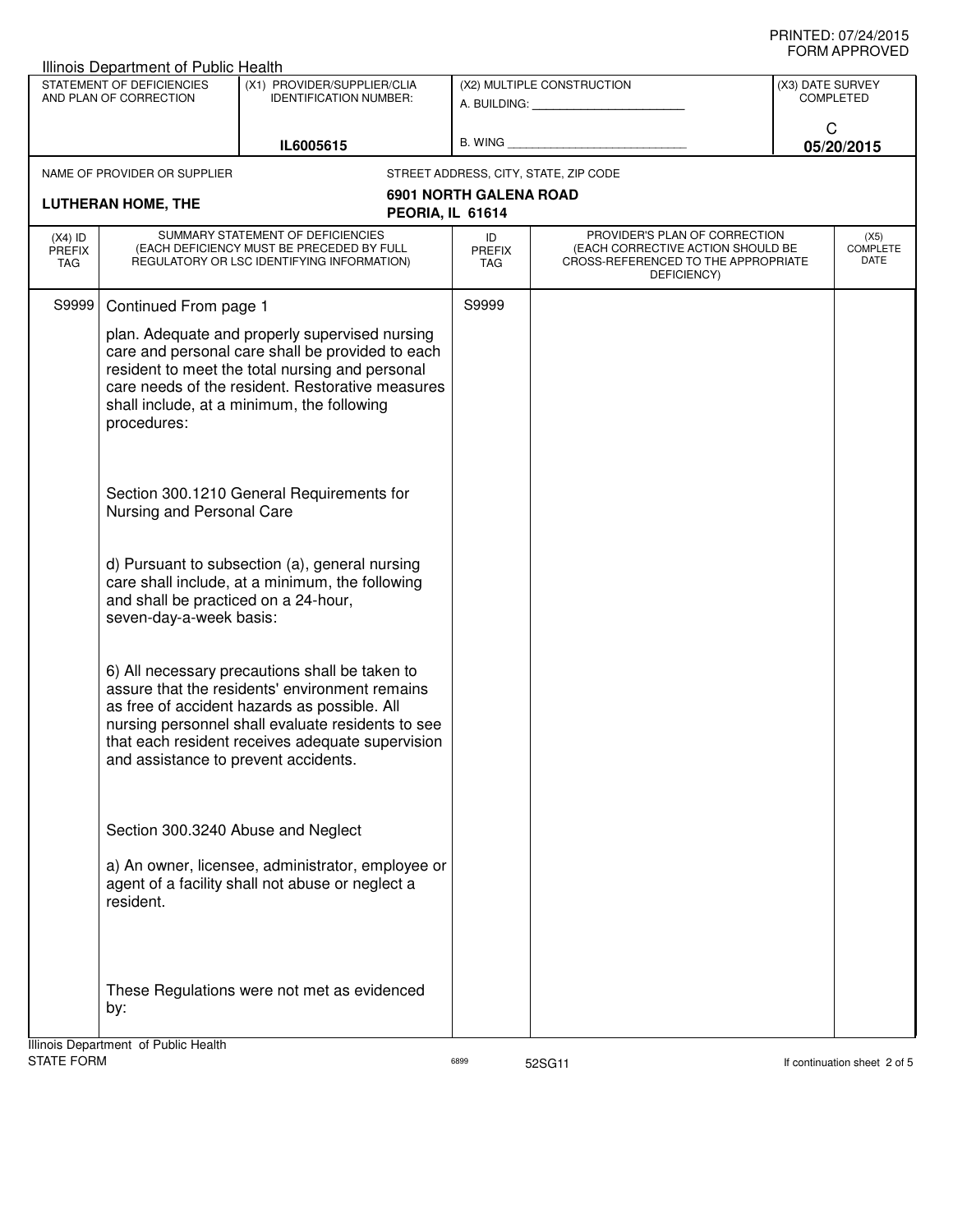PRINTED: 07/24/2015
FORM APPROVED

Illinois Department of Public Health

| STATEMENT OF DEFICIENCIES AND PLAN OF CORRECTION | (X1) PROVIDER/SUPPLIER/CLIA IDENTIFICATION NUMBER: | (X2) MULTIPLE CONSTRUCTION | (X3) DATE SURVEY COMPLETED |
|---|---|---|---|
| | IL6005615 | A. BUILDING: ______ B. WING ______ | C 05/20/2015 |

| NAME OF PROVIDER OR SUPPLIER | STREET ADDRESS, CITY, STATE, ZIP CODE |
|---|---|
| LUTHERAN HOME, THE | 6901 NORTH GALENA ROAD PEORIA, IL 61614 |

| (X4) ID PREFIX TAG | SUMMARY STATEMENT OF DEFICIENCIES (EACH DEFICIENCY MUST BE PRECEDED BY FULL REGULATORY OR LSC IDENTIFYING INFORMATION) | ID PREFIX TAG | PROVIDER'S PLAN OF CORRECTION (EACH CORRECTIVE ACTION SHOULD BE CROSS-REFERENCED TO THE APPROPRIATE DEFICIENCY) | (X5) COMPLETE DATE |
|---|---|---|---|---|
| S9999 | Continued From page 1 | S9999 | | |

plan. Adequate and properly supervised nursing care and personal care shall be provided to each resident to meet the total nursing and personal care needs of the resident. Restorative measures shall include, at a minimum, the following procedures:

Section 300.1210 General Requirements for Nursing and Personal Care

d) Pursuant to subsection (a), general nursing care shall include, at a minimum, the following and shall be practiced on a 24-hour, seven-day-a-week basis:

6) All necessary precautions shall be taken to assure that the residents' environment remains as free of accident hazards as possible. All nursing personnel shall evaluate residents to see that each resident receives adequate supervision and assistance to prevent accidents.

Section 300.3240 Abuse and Neglect

a) An owner, licensee, administrator, employee or agent of a facility shall not abuse or neglect a resident.

These Regulations were not met as evidenced by:

Illinois Department of Public Health
STATE FORM 6899 52SG11 If continuation sheet 2 of 5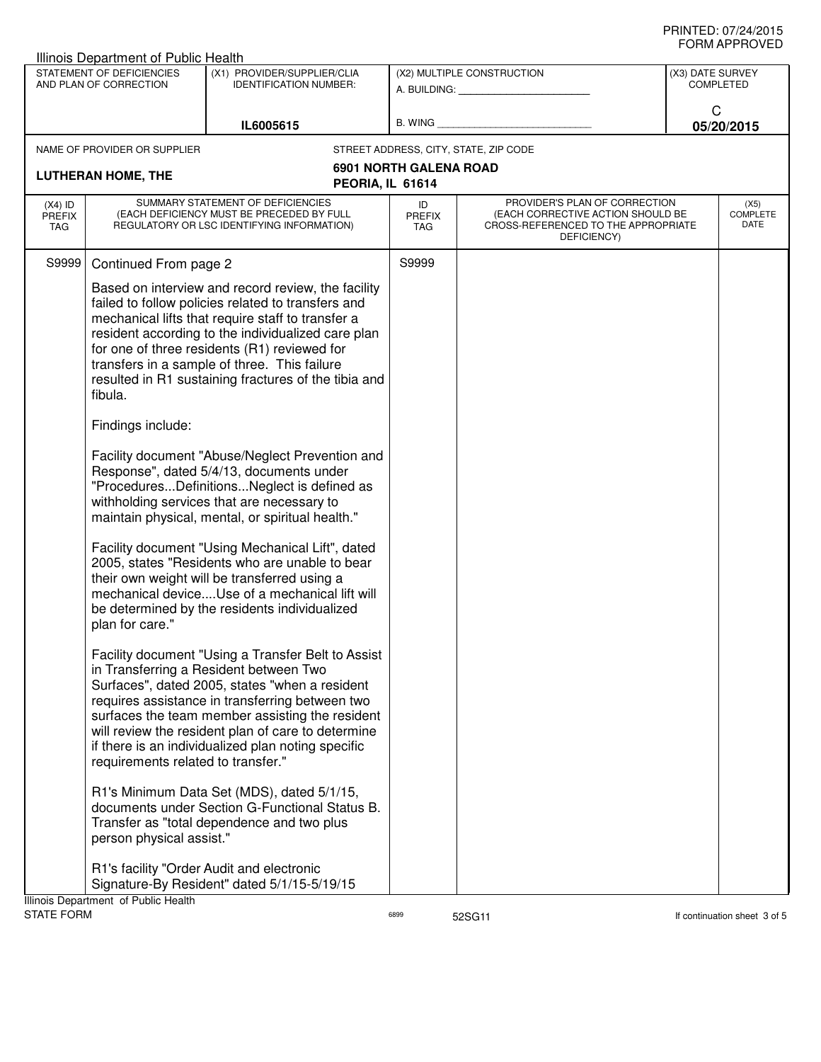Illinois Department of Public Health

| STATEMENT OF DEFICIENCIES AND PLAN OF CORRECTION | (X1) PROVIDER/SUPPLIER/CLIA IDENTIFICATION NUMBER: | (X2) MULTIPLE CONSTRUCTION | (X3) DATE SURVEY COMPLETED |
|---|---|---|---|
| | IL6005615 | A. BUILDING: ______ B. WING ______ | C 05/20/2015 |

| NAME OF PROVIDER OR SUPPLIER | STREET ADDRESS, CITY, STATE, ZIP CODE |
|---|---|
| LUTHERAN HOME, THE | 6901 NORTH GALENA ROAD PEORIA, IL 61614 |

| (X4) ID PREFIX TAG | SUMMARY STATEMENT OF DEFICIENCIES (EACH DEFICIENCY MUST BE PRECEDED BY FULL REGULATORY OR LSC IDENTIFYING INFORMATION) | ID PREFIX TAG | PROVIDER'S PLAN OF CORRECTION (EACH CORRECTIVE ACTION SHOULD BE CROSS-REFERENCED TO THE APPROPRIATE DEFICIENCY) | (X5) COMPLETE DATE |
|---|---|---|---|---|
| S9999 | Continued From page 2 | S9999 | | |

Based on interview and record review, the facility failed to follow policies related to transfers and mechanical lifts that require staff to transfer a resident according to the individualized care plan for one of three residents (R1) reviewed for transfers in a sample of three. This failure resulted in R1 sustaining fractures of the tibia and fibula.

Findings include:

Facility document "Abuse/Neglect Prevention and Response", dated 5/4/13, documents under "Procedures...Definitions...Neglect is defined as withholding services that are necessary to maintain physical, mental, or spiritual health."

Facility document "Using Mechanical Lift", dated 2005, states "Residents who are unable to bear their own weight will be transferred using a mechanical device....Use of a mechanical lift will be determined by the residents individualized plan for care."

Facility document "Using a Transfer Belt to Assist in Transferring a Resident between Two Surfaces", dated 2005, states "when a resident requires assistance in transferring between two surfaces the team member assisting the resident will review the resident plan of care to determine if there is an individualized plan noting specific requirements related to transfer."

R1's Minimum Data Set (MDS), dated 5/1/15, documents under Section G-Functional Status B. Transfer as "total dependence and two plus person physical assist."

R1's facility "Order Audit and electronic Signature-By Resident" dated 5/1/15-5/19/15

Illinois Department of Public Health
STATE FORM 6899 52SG11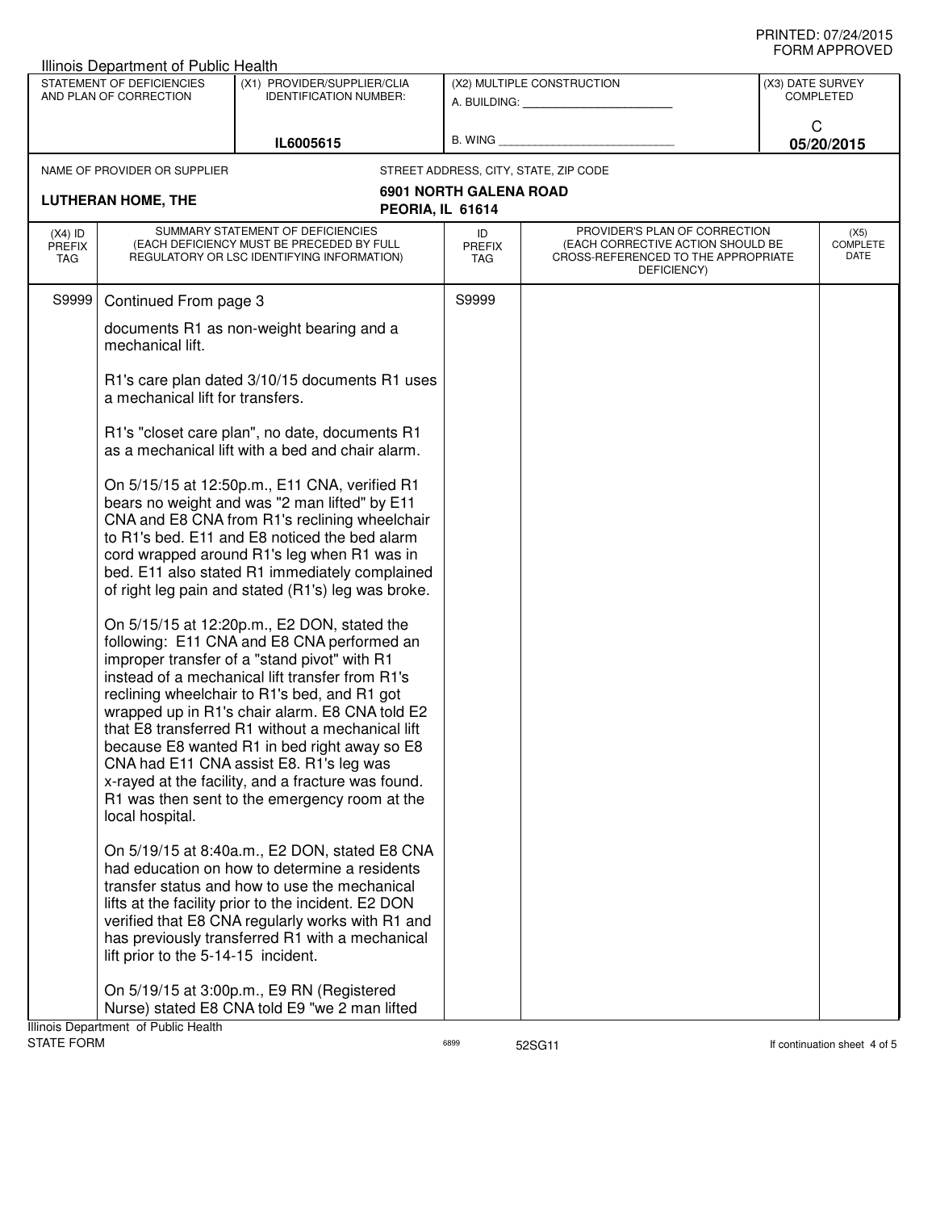Illinois Department of Public Health

| STATEMENT OF DEFICIENCIES AND PLAN OF CORRECTION | (X1) PROVIDER/SUPPLIER/CLIA IDENTIFICATION NUMBER: | (X2) MULTIPLE CONSTRUCTION | (X3) DATE SURVEY COMPLETED |
|---|---|---|---|
| | IL6005615 | A. BUILDING: ______ B. WING ______ | C 05/20/2015 |

| NAME OF PROVIDER OR SUPPLIER | STREET ADDRESS, CITY, STATE, ZIP CODE |
|---|---|
| LUTHERAN HOME, THE | 6901 NORTH GALENA ROAD PEORIA, IL 61614 |

| (X4) ID PREFIX TAG | SUMMARY STATEMENT OF DEFICIENCIES (EACH DEFICIENCY MUST BE PRECEDED BY FULL REGULATORY OR LSC IDENTIFYING INFORMATION) | ID PREFIX TAG | PROVIDER'S PLAN OF CORRECTION (EACH CORRECTIVE ACTION SHOULD BE CROSS-REFERENCED TO THE APPROPRIATE DEFICIENCY) | (X5) COMPLETE DATE |
|---|---|---|---|---|
| S9999 | Continued From page 3 | S9999 | | |

documents R1 as non-weight bearing and a mechanical lift.

R1's care plan dated 3/10/15 documents R1 uses a mechanical lift for transfers.

R1's "closet care plan", no date, documents R1 as a mechanical lift with a bed and chair alarm.

On 5/15/15 at 12:50p.m., E11 CNA, verified R1 bears no weight and was "2 man lifted" by E11 CNA and E8 CNA from R1's reclining wheelchair to R1's bed. E11 and E8 noticed the bed alarm cord wrapped around R1's leg when R1 was in bed. E11 also stated R1 immediately complained of right leg pain and stated (R1's) leg was broke.

On 5/15/15 at 12:20p.m., E2 DON, stated the following: E11 CNA and E8 CNA performed an improper transfer of a "stand pivot" with R1 instead of a mechanical lift transfer from R1's reclining wheelchair to R1's bed, and R1 got wrapped up in R1's chair alarm. E8 CNA told E2 that E8 transferred R1 without a mechanical lift because E8 wanted R1 in bed right away so E8 CNA had E11 CNA assist E8. R1's leg was x-rayed at the facility, and a fracture was found. R1 was then sent to the emergency room at the local hospital.

On 5/19/15 at 8:40a.m., E2 DON, stated E8 CNA had education on how to determine a residents transfer status and how to use the mechanical lifts at the facility prior to the incident. E2 DON verified that E8 CNA regularly works with R1 and has previously transferred R1 with a mechanical lift prior to the 5-14-15 incident.

On 5/19/15 at 3:00p.m., E9 RN (Registered Nurse) stated E8 CNA told E9 "we 2 man lifted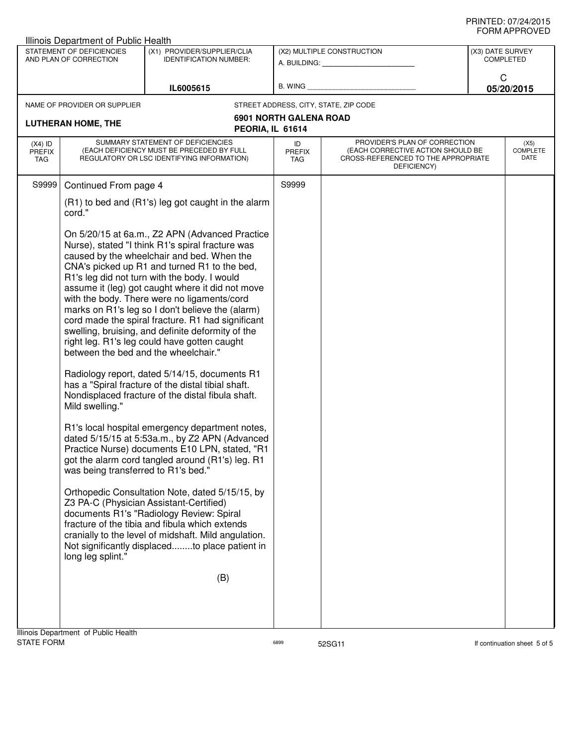PRINTED: 07/24/2015
FORM APPROVED

Illinois Department of Public Health

| STATEMENT OF DEFICIENCIES AND PLAN OF CORRECTION | (X1) PROVIDER/SUPPLIER/CLIA IDENTIFICATION NUMBER: | (X2) MULTIPLE CONSTRUCTION | (X3) DATE SURVEY COMPLETED |
|---|---|---|---|
| | IL6005615 | A. BUILDING: ______ B. WING ______ | C 05/20/2015 |

NAME OF PROVIDER OR SUPPLIER: **LUTHERAN HOME, THE**

STREET ADDRESS, CITY, STATE, ZIP CODE: **6901 NORTH GALENA ROAD, PEORIA, IL 61614**

| (X4) ID PREFIX TAG | SUMMARY STATEMENT OF DEFICIENCIES (EACH DEFICIENCY MUST BE PRECEDED BY FULL REGULATORY OR LSC IDENTIFYING INFORMATION) | ID PREFIX TAG | PROVIDER'S PLAN OF CORRECTION (EACH CORRECTIVE ACTION SHOULD BE CROSS-REFERENCED TO THE APPROPRIATE DEFICIENCY) | (X5) COMPLETE DATE |
|---|---|---|---|---|
| S9999 | Continued From page 4 | S9999 | | |

(R1) to bed and (R1's) leg got caught in the alarm cord."

On 5/20/15 at 6a.m., Z2 APN (Advanced Practice Nurse), stated "I think R1's spiral fracture was caused by the wheelchair and bed. When the CNA's picked up R1 and turned R1 to the bed, R1's leg did not turn with the body. I would assume it (leg) got caught where it did not move with the body. There were no ligaments/cord marks on R1's leg so I don't believe the (alarm) cord made the spiral fracture. R1 had significant swelling, bruising, and definite deformity of the right leg. R1's leg could have gotten caught between the bed and the wheelchair."

Radiology report, dated 5/14/15, documents R1 has a "Spiral fracture of the distal tibial shaft. Nondisplaced fracture of the distal fibula shaft. Mild swelling."

R1's local hospital emergency department notes, dated 5/15/15 at 5:53a.m., by Z2 APN (Advanced Practice Nurse) documents E10 LPN, stated, "R1 got the alarm cord tangled around (R1's) leg. R1 was being transferred to R1's bed."

Orthopedic Consultation Note, dated 5/15/15, by Z3 PA-C (Physician Assistant-Certified) documents R1's "Radiology Review: Spiral fracture of the tibia and fibula which extends cranially to the level of midshaft. Mild angulation. Not significantly displaced........to place patient in long leg splint."

(B)

Illinois Department of Public Health
STATE FORM 6899 52SG11